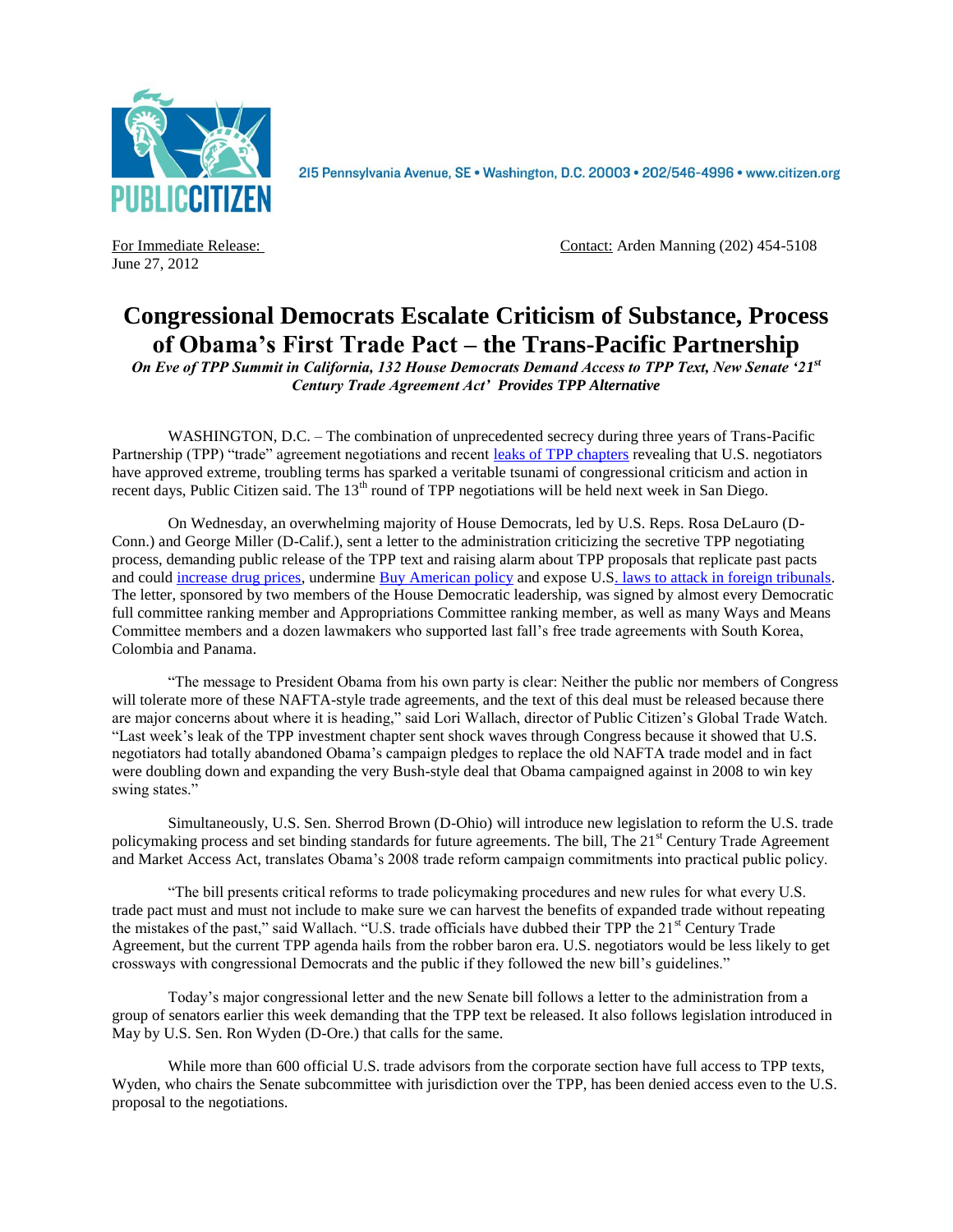PUBLIC CITIZEN

215 Pennsylvania Avenue, SE • Washington, D.C. 20003 • 202/546-4996 • www.citizen.org

For Immediate Release:
June 27, 2012

Contact: Arden Manning (202) 454-5108

# Congressional Democrats Escalate Criticism of Substance, Process of Obama's First Trade Pact – the Trans-Pacific Partnership

***On Eve of TPP Summit in California, 132 House Democrats Demand Access to TPP Text, New Senate '21st Century Trade Agreement Act' Provides TPP Alternative***

WASHINGTON, D.C. – The combination of unprecedented secrecy during three years of Trans-Pacific Partnership (TPP) "trade" agreement negotiations and recent leaks of TPP chapters revealing that U.S. negotiators have approved extreme, troubling terms has sparked a veritable tsunami of congressional criticism and action in recent days, Public Citizen said. The 13th round of TPP negotiations will be held next week in San Diego.

On Wednesday, an overwhelming majority of House Democrats, led by U.S. Reps. Rosa DeLauro (D-Conn.) and George Miller (D-Calif.), sent a letter to the administration criticizing the secretive TPP negotiating process, demanding public release of the TPP text and raising alarm about TPP proposals that replicate past pacts and could increase drug prices, undermine Buy American policy and expose U.S. laws to attack in foreign tribunals. The letter, sponsored by two members of the House Democratic leadership, was signed by almost every Democratic full committee ranking member and Appropriations Committee ranking member, as well as many Ways and Means Committee members and a dozen lawmakers who supported last fall's free trade agreements with South Korea, Colombia and Panama.

"The message to President Obama from his own party is clear: Neither the public nor members of Congress will tolerate more of these NAFTA-style trade agreements, and the text of this deal must be released because there are major concerns about where it is heading," said Lori Wallach, director of Public Citizen's Global Trade Watch. "Last week's leak of the TPP investment chapter sent shock waves through Congress because it showed that U.S. negotiators had totally abandoned Obama's campaign pledges to replace the old NAFTA trade model and in fact were doubling down and expanding the very Bush-style deal that Obama campaigned against in 2008 to win key swing states."

Simultaneously, U.S. Sen. Sherrod Brown (D-Ohio) will introduce new legislation to reform the U.S. trade policymaking process and set binding standards for future agreements. The bill, The 21st Century Trade Agreement and Market Access Act, translates Obama's 2008 trade reform campaign commitments into practical public policy.

"The bill presents critical reforms to trade policymaking procedures and new rules for what every U.S. trade pact must and must not include to make sure we can harvest the benefits of expanded trade without repeating the mistakes of the past," said Wallach. "U.S. trade officials have dubbed their TPP the 21st Century Trade Agreement, but the current TPP agenda hails from the robber baron era. U.S. negotiators would be less likely to get crossways with congressional Democrats and the public if they followed the new bill's guidelines."

Today's major congressional letter and the new Senate bill follows a letter to the administration from a group of senators earlier this week demanding that the TPP text be released. It also follows legislation introduced in May by U.S. Sen. Ron Wyden (D-Ore.) that calls for the same.

While more than 600 official U.S. trade advisors from the corporate section have full access to TPP texts, Wyden, who chairs the Senate subcommittee with jurisdiction over the TPP, has been denied access even to the U.S. proposal to the negotiations.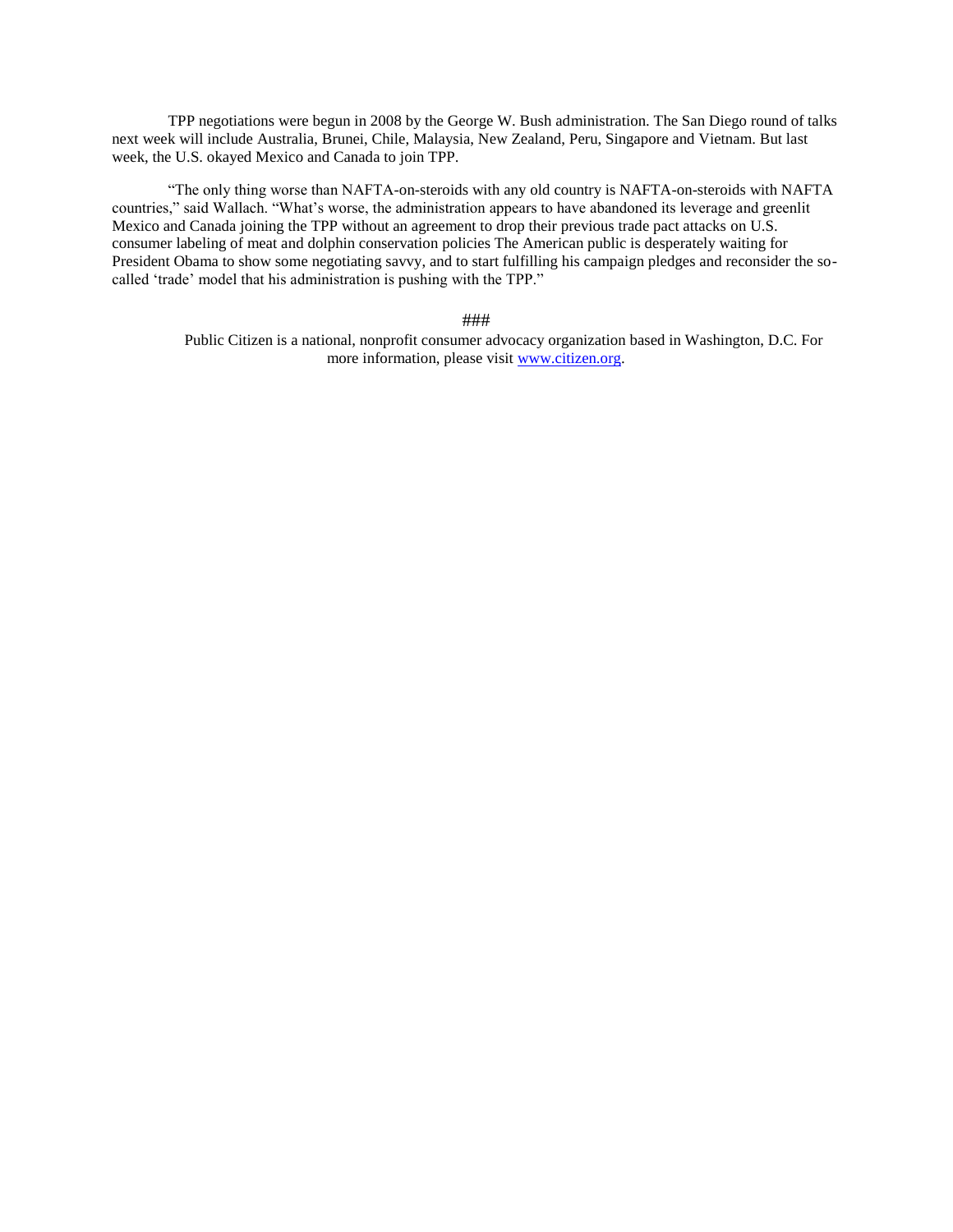TPP negotiations were begun in 2008 by the George W. Bush administration. The San Diego round of talks next week will include Australia, Brunei, Chile, Malaysia, New Zealand, Peru, Singapore and Vietnam. But last week, the U.S. okayed Mexico and Canada to join TPP.

"The only thing worse than NAFTA-on-steroids with any old country is NAFTA-on-steroids with NAFTA countries," said Wallach. "What's worse, the administration appears to have abandoned its leverage and greenlit Mexico and Canada joining the TPP without an agreement to drop their previous trade pact attacks on U.S. consumer labeling of meat and dolphin conservation policies The American public is desperately waiting for President Obama to show some negotiating savvy, and to start fulfilling his campaign pledges and reconsider the so-called 'trade' model that his administration is pushing with the TPP."

###

Public Citizen is a national, nonprofit consumer advocacy organization based in Washington, D.C. For more information, please visit www.citizen.org.